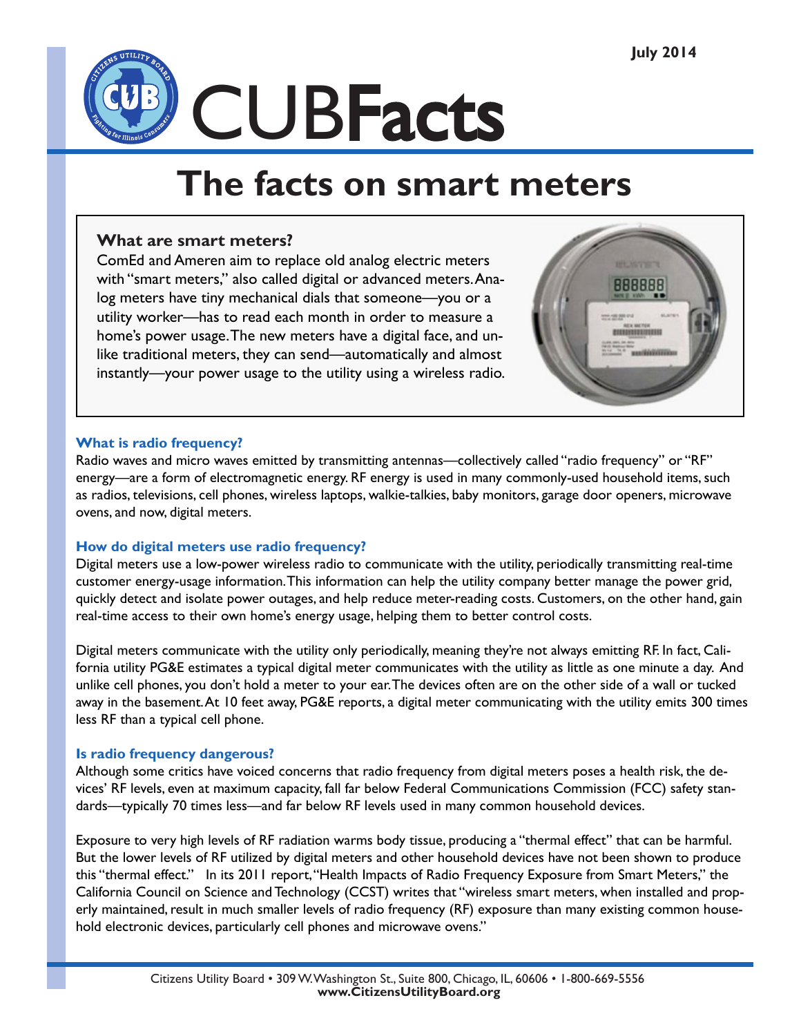July 2014

CUBFacts

# The facts on smart meters

### What are smart meters?

ComEd and Ameren aim to replace old analog electric meters with "smart meters," also called digital or advanced meters. Analog meters have tiny mechanical dials that someone—you or a utility worker—has to read each month in order to measure a home's power usage. The new meters have a digital face, and unlike traditional meters, they can send—automatically and almost instantly—your power usage to the utility using a wireless radio.

### What is radio frequency?

Radio waves and micro waves emitted by transmitting antennas—collectively called "radio frequency" or "RF" energy—are a form of electromagnetic energy. RF energy is used in many commonly-used household items, such as radios, televisions, cell phones, wireless laptops, walkie-talkies, baby monitors, garage door openers, microwave ovens, and now, digital meters.

### How do digital meters use radio frequency?

Digital meters use a low-power wireless radio to communicate with the utility, periodically transmitting real-time customer energy-usage information. This information can help the utility company better manage the power grid, quickly detect and isolate power outages, and help reduce meter-reading costs. Customers, on the other hand, gain real-time access to their own home's energy usage, helping them to better control costs.

Digital meters communicate with the utility only periodically, meaning they're not always emitting RF. In fact, California utility PG&E estimates a typical digital meter communicates with the utility as little as one minute a day. And unlike cell phones, you don't hold a meter to your ear. The devices often are on the other side of a wall or tucked away in the basement. At 10 feet away, PG&E reports, a digital meter communicating with the utility emits 300 times less RF than a typical cell phone.

### Is radio frequency dangerous?

Although some critics have voiced concerns that radio frequency from digital meters poses a health risk, the devices' RF levels, even at maximum capacity, fall far below Federal Communications Commission (FCC) safety standards—typically 70 times less—and far below RF levels used in many common household devices.

Exposure to very high levels of RF radiation warms body tissue, producing a "thermal effect" that can be harmful. But the lower levels of RF utilized by digital meters and other household devices have not been shown to produce this "thermal effect." In its 2011 report, "Health Impacts of Radio Frequency Exposure from Smart Meters," the California Council on Science and Technology (CCST) writes that "wireless smart meters, when installed and properly maintained, result in much smaller levels of radio frequency (RF) exposure than many existing common household electronic devices, particularly cell phones and microwave ovens."

Citizens Utility Board • 309 W. Washington St., Suite 800, Chicago, IL, 60606 • 1-800-669-5556
**www.CitizensUtilityBoard.org**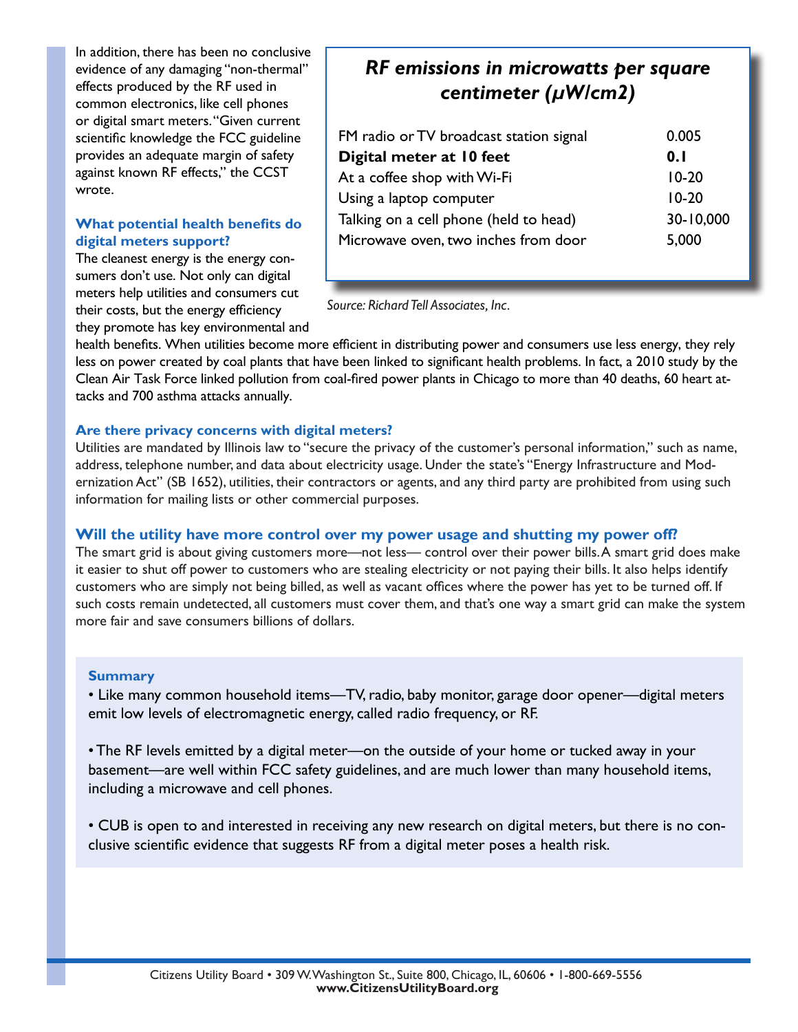In addition, there has been no conclusive evidence of any damaging "non-thermal" effects produced by the RF used in common electronics, like cell phones or digital smart meters. "Given current scientific knowledge the FCC guideline provides an adequate margin of safety against known RF effects," the CCST wrote.

### What potential health benefits do digital meters support?

The cleanest energy is the energy consumers don't use. Not only can digital meters help utilities and consumers cut their costs, but the energy efficiency they promote has key environmental and health benefits. When utilities become more efficient in distributing power and consumers use less energy, they rely less on power created by coal plants that have been linked to significant health problems. In fact, a 2010 study by the Clean Air Task Force linked pollution from coal-fired power plants in Chicago to more than 40 deaths, 60 heart attacks and 700 asthma attacks annually.

***RF emissions in microwatts per square centimeter (μW/cm2)***

| | |
|---|---|
| FM radio or TV broadcast station signal | 0.005 |
| **Digital meter at 10 feet** | **0.1** |
| At a coffee shop with Wi-Fi | 10-20 |
| Using a laptop computer | 10-20 |
| Talking on a cell phone (held to head) | 30-10,000 |
| Microwave oven, two inches from door | 5,000 |

*Source: Richard Tell Associates, Inc.*

### Are there privacy concerns with digital meters?

Utilities are mandated by Illinois law to "secure the privacy of the customer's personal information," such as name, address, telephone number, and data about electricity usage. Under the state's "Energy Infrastructure and Modernization Act" (SB 1652), utilities, their contractors or agents, and any third party are prohibited from using such information for mailing lists or other commercial purposes.

### Will the utility have more control over my power usage and shutting my power off?

The smart grid is about giving customers more—not less— control over their power bills. A smart grid does make it easier to shut off power to customers who are stealing electricity or not paying their bills. It also helps identify customers who are simply not being billed, as well as vacant offices where the power has yet to be turned off. If such costs remain undetected, all customers must cover them, and that's one way a smart grid can make the system more fair and save consumers billions of dollars.

### Summary

• Like many common household items—TV, radio, baby monitor, garage door opener—digital meters emit low levels of electromagnetic energy, called radio frequency, or RF.

• The RF levels emitted by a digital meter—on the outside of your home or tucked away in your basement—are well within FCC safety guidelines, and are much lower than many household items, including a microwave and cell phones.

• CUB is open to and interested in receiving any new research on digital meters, but there is no conclusive scientific evidence that suggests RF from a digital meter poses a health risk.

Citizens Utility Board • 309 W. Washington St., Suite 800, Chicago, IL, 60606 • 1-800-669-5556
**www.CitizensUtilityBoard.org**